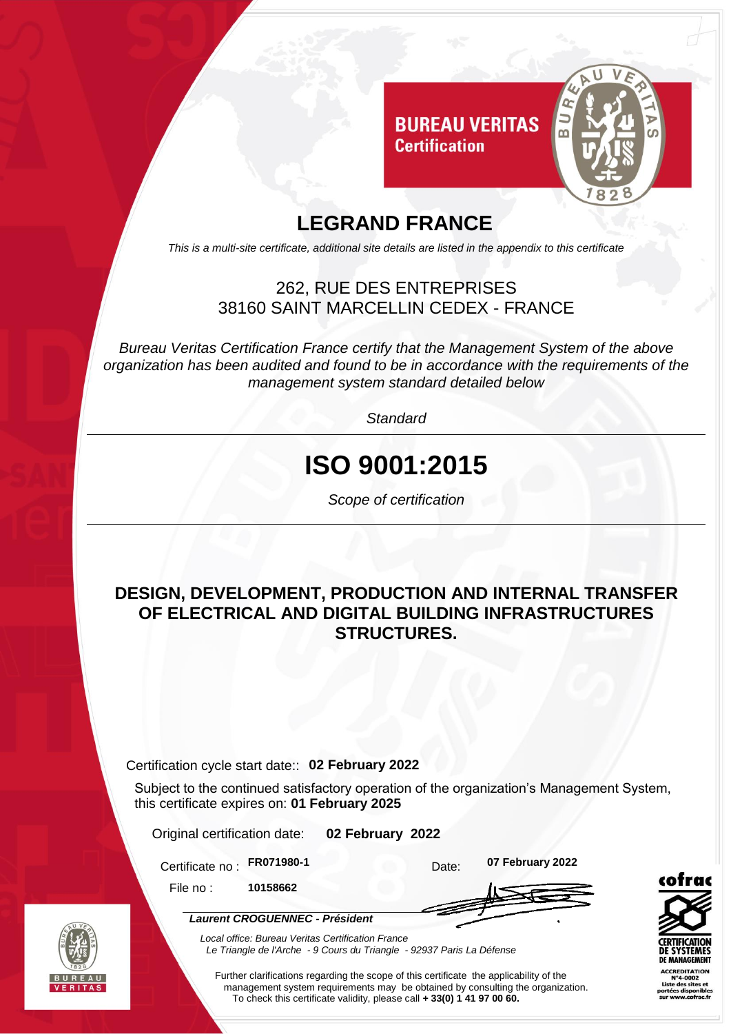**BUREAU VERITAS**
**Certification**

# LEGRAND FRANCE

*This is a multi-site certificate, additional site details are listed in the appendix to this certificate*

262, RUE DES ENTREPRISES
38160 SAINT MARCELLIN CEDEX - FRANCE

*Bureau Veritas Certification France certify that the Management System of the above organization has been audited and found to be in accordance with the requirements of the management system standard detailed below*

*Standard*

# ISO 9001:2015

*Scope of certification*

**DESIGN, DEVELOPMENT, PRODUCTION AND INTERNAL TRANSFER OF ELECTRICAL AND DIGITAL BUILDING INFRASTRUCTURES STRUCTURES.**

Certification cycle start date:: **02 February 2022**

Subject to the continued satisfactory operation of the organization's Management System, this certificate expires on: **01 February 2025**

Original certification date: **02 February 2022**

Certificate no : **FR071980-1** Date: **07 February 2022**

File no : **10158662**

***Laurent CROGUENNEC - Président***

*Local office: Bureau Veritas Certification France*
*Le Triangle de l'Arche - 9 Cours du Triangle - 92937 Paris La Défense*

Further clarifications regarding the scope of this certificate the applicability of the management system requirements may be obtained by consulting the organization.
To check this certificate validity, please call **+ 33(0) 1 41 97 00 60.**

cofrac CERTIFICATION DE SYSTEMES DE MANAGEMENT
ACCREDITATION N°4-0002
Liste des sites et portées disponibles sur www.cofrac.fr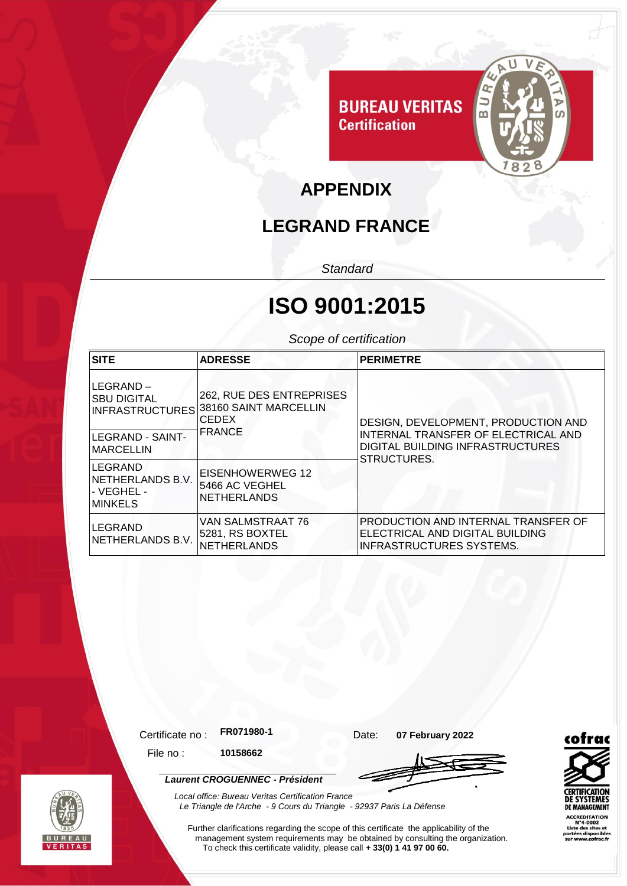BUREAU VERITAS
Certification

# APPENDIX

## LEGRAND FRANCE

*Standard*

# ISO 9001:2015

*Scope of certification*

| SITE | ADRESSE | PERIMETRE |
|---|---|---|
| LEGRAND – SBU DIGITAL INFRASTRUCTURES | 262, RUE DES ENTREPRISES 38160 SAINT MARCELLIN CEDEX FRANCE | DESIGN, DEVELOPMENT, PRODUCTION AND INTERNAL TRANSFER OF ELECTRICAL AND DIGITAL BUILDING INFRASTRUCTURES STRUCTURES. |
| LEGRAND - SAINT-MARCELLIN | | |
| LEGRAND NETHERLANDS B.V. - VEGHEL - MINKELS | EISENHOWERWEG 12 5466 AC VEGHEL NETHERLANDS | |
| LEGRAND NETHERLANDS B.V. | VAN SALMSTRAAT 76 5281, RS BOXTEL NETHERLANDS | PRODUCTION AND INTERNAL TRANSFER OF ELECTRICAL AND DIGITAL BUILDING INFRASTRUCTURES SYSTEMS. |

Certificate no : **FR071980-1**

File no : **10158662**

Date: **07 February 2022**

***Laurent CROGUENNEC - Président***

*Local office: Bureau Veritas Certification France*
*Le Triangle de l'Arche - 9 Cours du Triangle - 92937 Paris La Défense*

Further clarifications regarding the scope of this certificate the applicability of the management system requirements may be obtained by consulting the organization.
To check this certificate validity, please call **+ 33(0) 1 41 97 00 60.**

cofrac
CERTIFICATION DE SYSTEMES DE MANAGEMENT
ACCREDITATION N°4-0002
Liste des sites et portées disponibles sur www.cofrac.fr